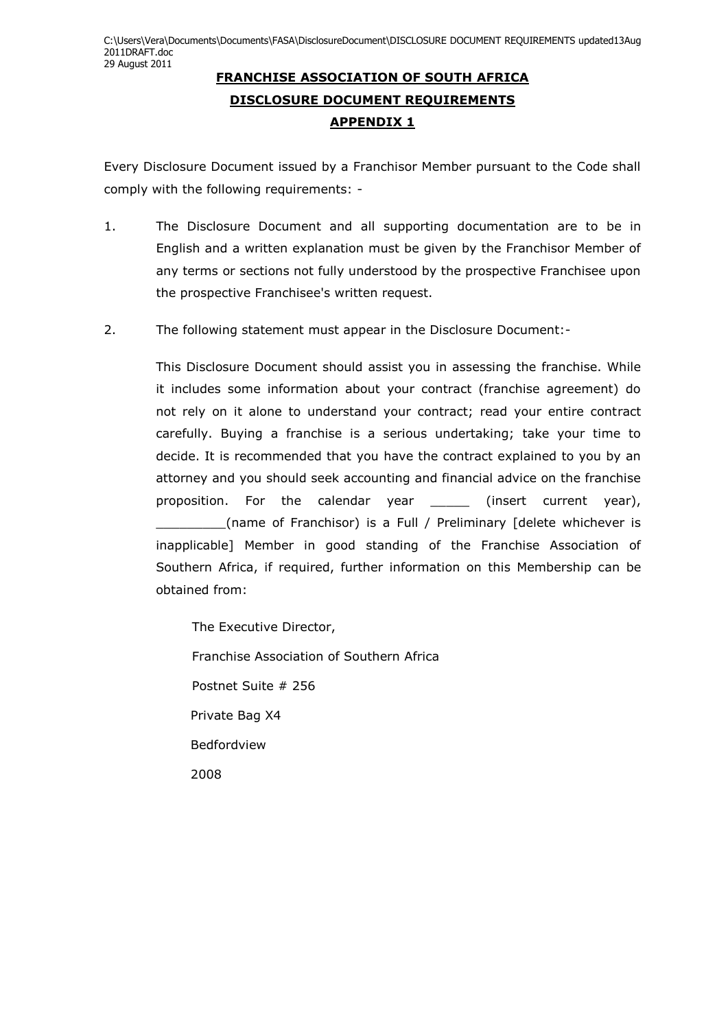C:\Users\Vera\Documents\Documents\FASA\DisclosureDocument\DISCLOSURE DOCUMENT REQUIREMENTS updated13Aug 2011DRAFT.doc
29 August 2011

**FRANCHISE ASSOCIATION OF SOUTH AFRICA**

**DISCLOSURE DOCUMENT REQUIREMENTS**

**APPENDIX 1**

Every Disclosure Document issued by a Franchisor Member pursuant to the Code shall comply with the following requirements: -

1. The Disclosure Document and all supporting documentation are to be in English and a written explanation must be given by the Franchisor Member of any terms or sections not fully understood by the prospective Franchisee upon the prospective Franchisee's written request.

2. The following statement must appear in the Disclosure Document:-

   This Disclosure Document should assist you in assessing the franchise. While it includes some information about your contract (franchise agreement) do not rely on it alone to understand your contract; read your entire contract carefully. Buying a franchise is a serious undertaking; take your time to decide. It is recommended that you have the contract explained to you by an attorney and you should seek accounting and financial advice on the franchise proposition. For the calendar year _____ (insert current year), _________(name of Franchisor) is a Full / Preliminary [delete whichever is inapplicable] Member in good standing of the Franchise Association of Southern Africa, if required, further information on this Membership can be obtained from:

   The Executive Director,

   Franchise Association of Southern Africa

   Postnet Suite # 256

   Private Bag X4

   Bedfordview

   2008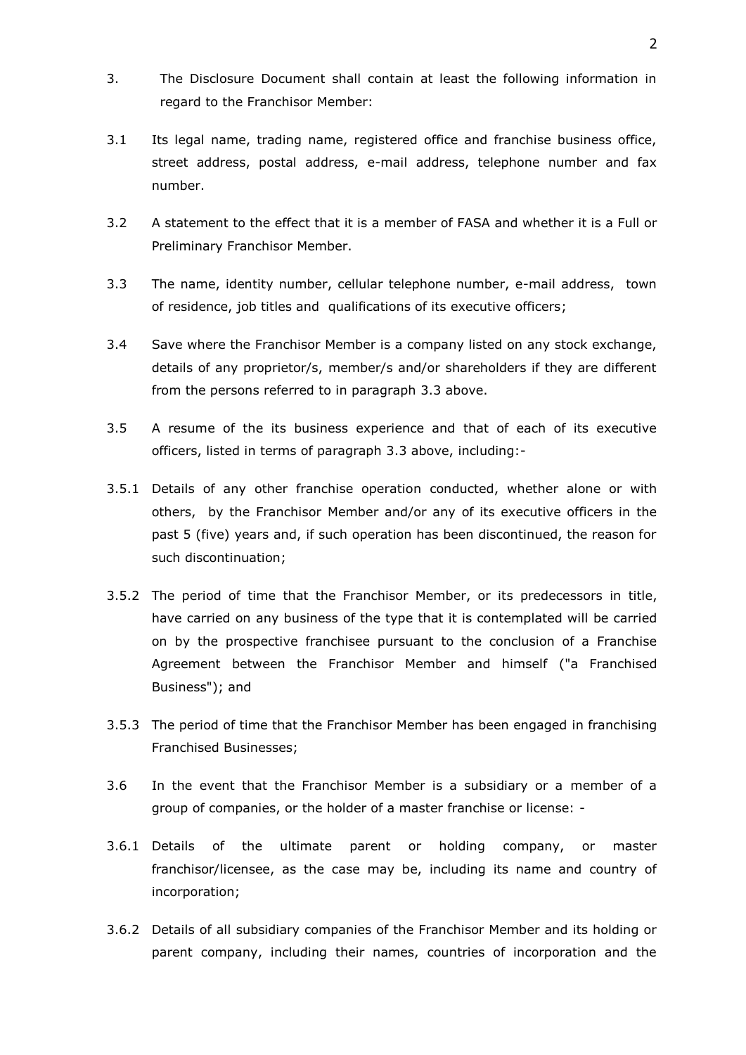3. The Disclosure Document shall contain at least the following information in regard to the Franchisor Member:

3.1 Its legal name, trading name, registered office and franchise business office, street address, postal address, e-mail address, telephone number and fax number.

3.2 A statement to the effect that it is a member of FASA and whether it is a Full or Preliminary Franchisor Member.

3.3 The name, identity number, cellular telephone number, e-mail address, town of residence, job titles and qualifications of its executive officers;

3.4 Save where the Franchisor Member is a company listed on any stock exchange, details of any proprietor/s, member/s and/or shareholders if they are different from the persons referred to in paragraph 3.3 above.

3.5 A resume of the its business experience and that of each of its executive officers, listed in terms of paragraph 3.3 above, including:-

3.5.1 Details of any other franchise operation conducted, whether alone or with others, by the Franchisor Member and/or any of its executive officers in the past 5 (five) years and, if such operation has been discontinued, the reason for such discontinuation;

3.5.2 The period of time that the Franchisor Member, or its predecessors in title, have carried on any business of the type that it is contemplated will be carried on by the prospective franchisee pursuant to the conclusion of a Franchise Agreement between the Franchisor Member and himself ("a Franchised Business"); and

3.5.3 The period of time that the Franchisor Member has been engaged in franchising Franchised Businesses;

3.6 In the event that the Franchisor Member is a subsidiary or a member of a group of companies, or the holder of a master franchise or license: -

3.6.1 Details of the ultimate parent or holding company, or master franchisor/licensee, as the case may be, including its name and country of incorporation;

3.6.2 Details of all subsidiary companies of the Franchisor Member and its holding or parent company, including their names, countries of incorporation and the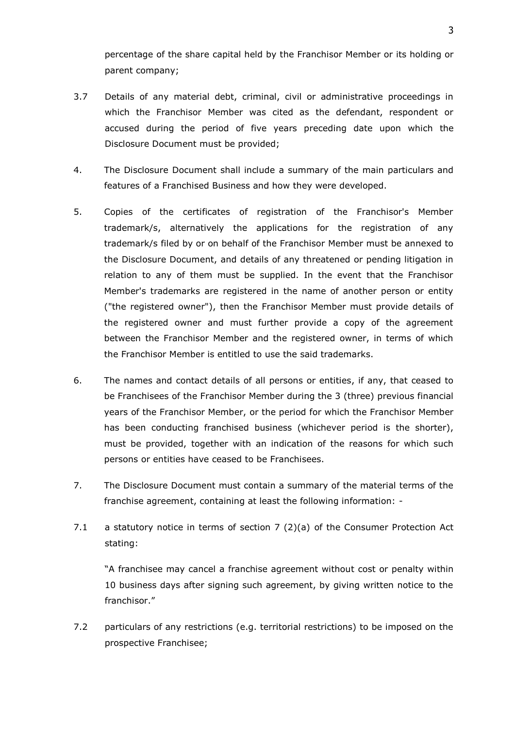percentage of the share capital held by the Franchisor Member or its holding or parent company;

3.7 Details of any material debt, criminal, civil or administrative proceedings in which the Franchisor Member was cited as the defendant, respondent or accused during the period of five years preceding date upon which the Disclosure Document must be provided;

4. The Disclosure Document shall include a summary of the main particulars and features of a Franchised Business and how they were developed.

5. Copies of the certificates of registration of the Franchisor's Member trademark/s, alternatively the applications for the registration of any trademark/s filed by or on behalf of the Franchisor Member must be annexed to the Disclosure Document, and details of any threatened or pending litigation in relation to any of them must be supplied. In the event that the Franchisor Member's trademarks are registered in the name of another person or entity ("the registered owner"), then the Franchisor Member must provide details of the registered owner and must further provide a copy of the agreement between the Franchisor Member and the registered owner, in terms of which the Franchisor Member is entitled to use the said trademarks.

6. The names and contact details of all persons or entities, if any, that ceased to be Franchisees of the Franchisor Member during the 3 (three) previous financial years of the Franchisor Member, or the period for which the Franchisor Member has been conducting franchised business (whichever period is the shorter), must be provided, together with an indication of the reasons for which such persons or entities have ceased to be Franchisees.

7. The Disclosure Document must contain a summary of the material terms of the franchise agreement, containing at least the following information: -

7.1 a statutory notice in terms of section 7 (2)(a) of the Consumer Protection Act stating:

"A franchisee may cancel a franchise agreement without cost or penalty within 10 business days after signing such agreement, by giving written notice to the franchisor."

7.2 particulars of any restrictions (e.g. territorial restrictions) to be imposed on the prospective Franchisee;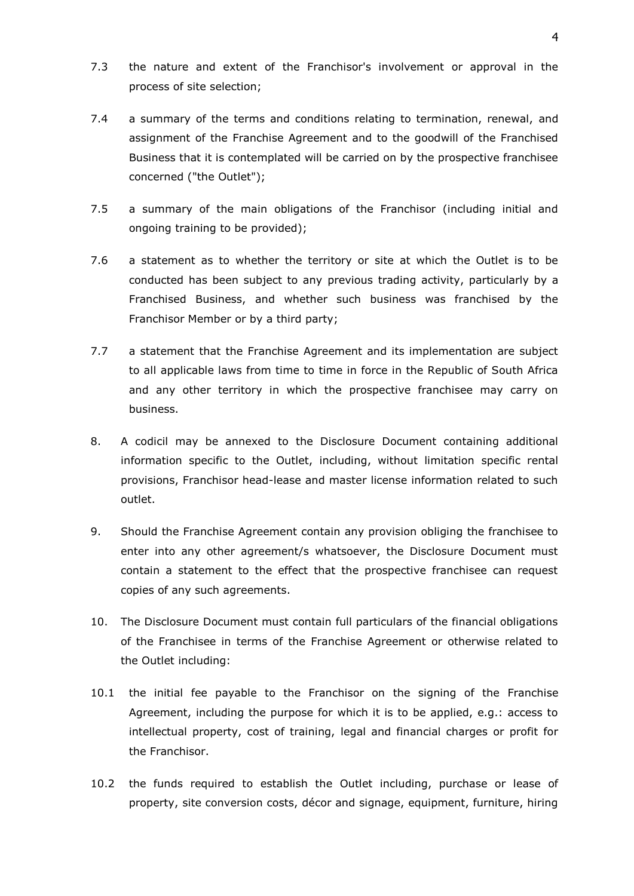7.3 the nature and extent of the Franchisor's involvement or approval in the process of site selection;

7.4 a summary of the terms and conditions relating to termination, renewal, and assignment of the Franchise Agreement and to the goodwill of the Franchised Business that it is contemplated will be carried on by the prospective franchisee concerned ("the Outlet");

7.5 a summary of the main obligations of the Franchisor (including initial and ongoing training to be provided);

7.6 a statement as to whether the territory or site at which the Outlet is to be conducted has been subject to any previous trading activity, particularly by a Franchised Business, and whether such business was franchised by the Franchisor Member or by a third party;

7.7 a statement that the Franchise Agreement and its implementation are subject to all applicable laws from time to time in force in the Republic of South Africa and any other territory in which the prospective franchisee may carry on business.

8. A codicil may be annexed to the Disclosure Document containing additional information specific to the Outlet, including, without limitation specific rental provisions, Franchisor head-lease and master license information related to such outlet.

9. Should the Franchise Agreement contain any provision obliging the franchisee to enter into any other agreement/s whatsoever, the Disclosure Document must contain a statement to the effect that the prospective franchisee can request copies of any such agreements.

10. The Disclosure Document must contain full particulars of the financial obligations of the Franchisee in terms of the Franchise Agreement or otherwise related to the Outlet including:

10.1 the initial fee payable to the Franchisor on the signing of the Franchise Agreement, including the purpose for which it is to be applied, e.g.: access to intellectual property, cost of training, legal and financial charges or profit for the Franchisor.

10.2 the funds required to establish the Outlet including, purchase or lease of property, site conversion costs, décor and signage, equipment, furniture, hiring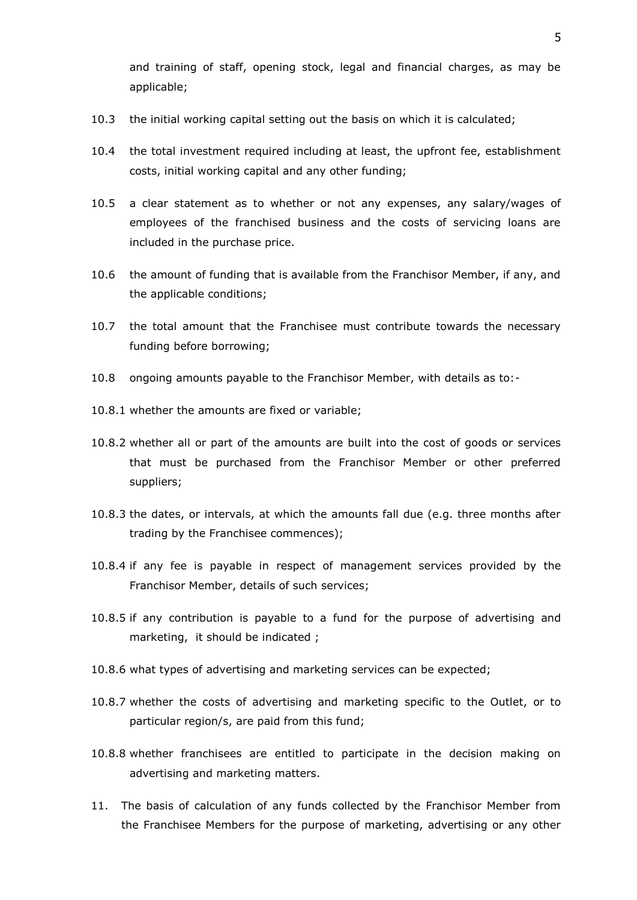and training of staff, opening stock, legal and financial charges, as may be applicable;

10.3 the initial working capital setting out the basis on which it is calculated;

10.4 the total investment required including at least, the upfront fee, establishment costs, initial working capital and any other funding;

10.5 a clear statement as to whether or not any expenses, any salary/wages of employees of the franchised business and the costs of servicing loans are included in the purchase price.

10.6 the amount of funding that is available from the Franchisor Member, if any, and the applicable conditions;

10.7 the total amount that the Franchisee must contribute towards the necessary funding before borrowing;

10.8 ongoing amounts payable to the Franchisor Member, with details as to:-

10.8.1 whether the amounts are fixed or variable;

10.8.2 whether all or part of the amounts are built into the cost of goods or services that must be purchased from the Franchisor Member or other preferred suppliers;

10.8.3 the dates, or intervals, at which the amounts fall due (e.g. three months after trading by the Franchisee commences);

10.8.4 if any fee is payable in respect of management services provided by the Franchisor Member, details of such services;

10.8.5 if any contribution is payable to a fund for the purpose of advertising and marketing, it should be indicated ;

10.8.6 what types of advertising and marketing services can be expected;

10.8.7 whether the costs of advertising and marketing specific to the Outlet, or to particular region/s, are paid from this fund;

10.8.8 whether franchisees are entitled to participate in the decision making on advertising and marketing matters.

11. The basis of calculation of any funds collected by the Franchisor Member from the Franchisee Members for the purpose of marketing, advertising or any other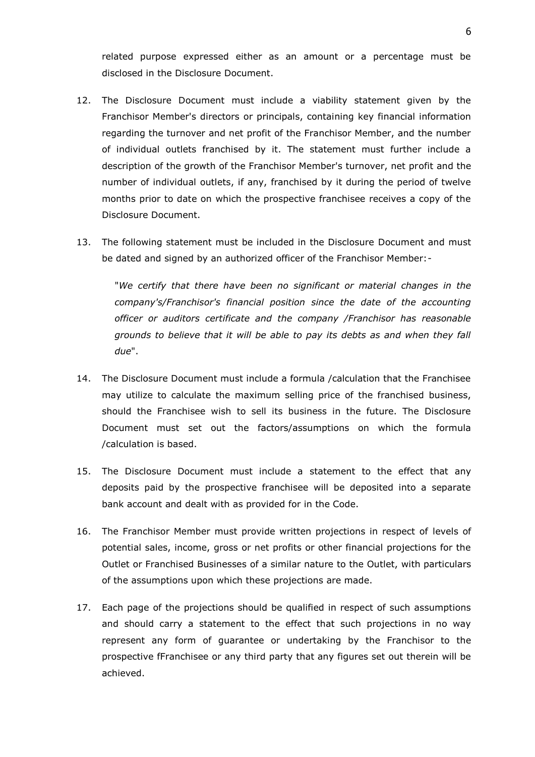related purpose expressed either as an amount or a percentage must be disclosed in the Disclosure Document.

12. The Disclosure Document must include a viability statement given by the Franchisor Member's directors or principals, containing key financial information regarding the turnover and net profit of the Franchisor Member, and the number of individual outlets franchised by it. The statement must further include a description of the growth of the Franchisor Member's turnover, net profit and the number of individual outlets, if any, franchised by it during the period of twelve months prior to date on which the prospective franchisee receives a copy of the Disclosure Document.

13. The following statement must be included in the Disclosure Document and must be dated and signed by an authorized officer of the Franchisor Member:-

    "*We certify that there have been no significant or material changes in the company's/Franchisor's financial position since the date of the accounting officer or auditors certificate and the company /Franchisor has reasonable grounds to believe that it will be able to pay its debts as and when they fall due*".

14. The Disclosure Document must include a formula /calculation that the Franchisee may utilize to calculate the maximum selling price of the franchised business, should the Franchisee wish to sell its business in the future. The Disclosure Document must set out the factors/assumptions on which the formula /calculation is based.

15. The Disclosure Document must include a statement to the effect that any deposits paid by the prospective franchisee will be deposited into a separate bank account and dealt with as provided for in the Code.

16. The Franchisor Member must provide written projections in respect of levels of potential sales, income, gross or net profits or other financial projections for the Outlet or Franchised Businesses of a similar nature to the Outlet, with particulars of the assumptions upon which these projections are made.

17. Each page of the projections should be qualified in respect of such assumptions and should carry a statement to the effect that such projections in no way represent any form of guarantee or undertaking by the Franchisor to the prospective fFranchisee or any third party that any figures set out therein will be achieved.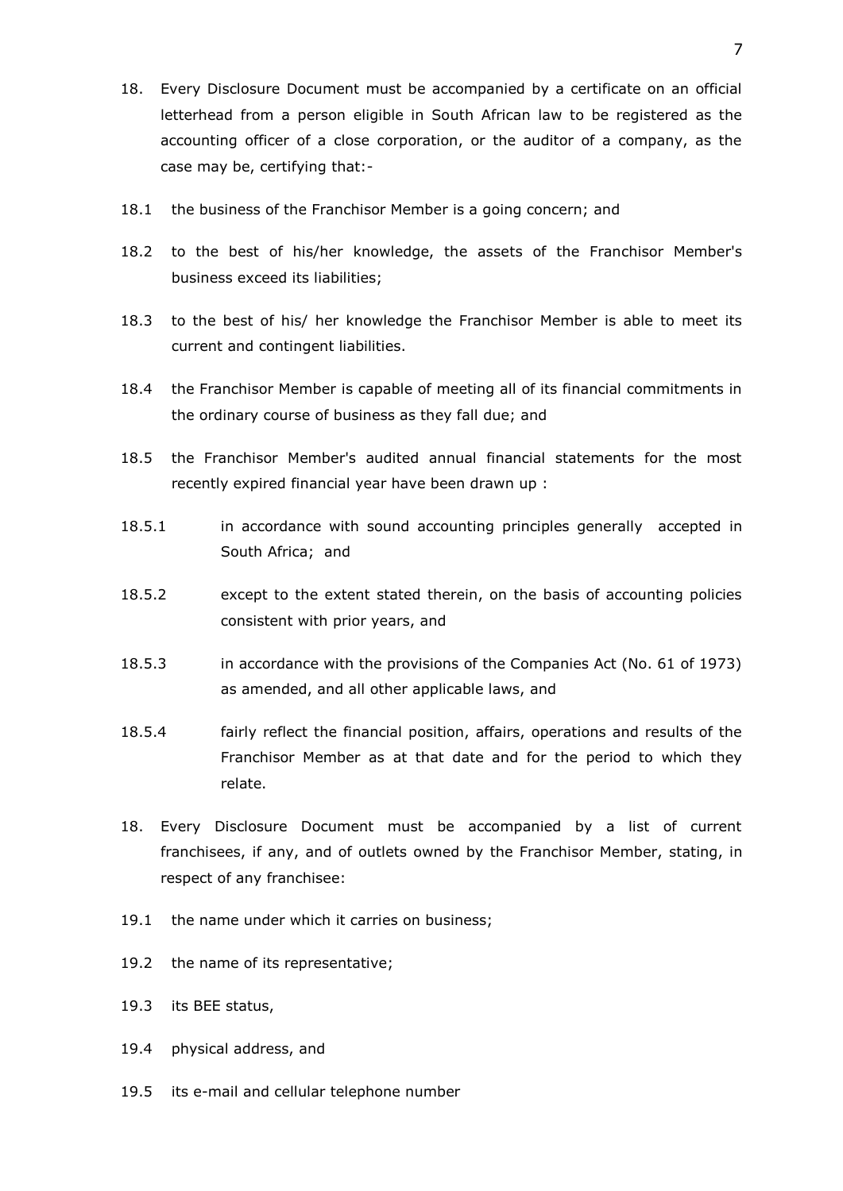18. Every Disclosure Document must be accompanied by a certificate on an official letterhead from a person eligible in South African law to be registered as the accounting officer of a close corporation, or the auditor of a company, as the case may be, certifying that:-

18.1 the business of the Franchisor Member is a going concern; and

18.2 to the best of his/her knowledge, the assets of the Franchisor Member's business exceed its liabilities;

18.3 to the best of his/ her knowledge the Franchisor Member is able to meet its current and contingent liabilities.

18.4 the Franchisor Member is capable of meeting all of its financial commitments in the ordinary course of business as they fall due; and

18.5 the Franchisor Member's audited annual financial statements for the most recently expired financial year have been drawn up :

18.5.1 in accordance with sound accounting principles generally accepted in South Africa; and

18.5.2 except to the extent stated therein, on the basis of accounting policies consistent with prior years, and

18.5.3 in accordance with the provisions of the Companies Act (No. 61 of 1973) as amended, and all other applicable laws, and

18.5.4 fairly reflect the financial position, affairs, operations and results of the Franchisor Member as at that date and for the period to which they relate.

18. Every Disclosure Document must be accompanied by a list of current franchisees, if any, and of outlets owned by the Franchisor Member, stating, in respect of any franchisee:

19.1 the name under which it carries on business;

19.2 the name of its representative;

19.3 its BEE status,

19.4 physical address, and

19.5 its e-mail and cellular telephone number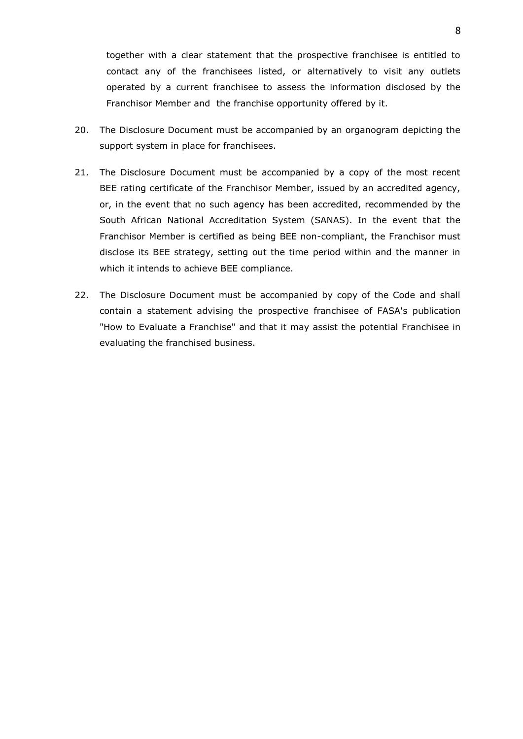together with a clear statement that the prospective franchisee is entitled to contact any of the franchisees listed, or alternatively to visit any outlets operated by a current franchisee to assess the information disclosed by the Franchisor Member and the franchise opportunity offered by it.

20. The Disclosure Document must be accompanied by an organogram depicting the support system in place for franchisees.

21. The Disclosure Document must be accompanied by a copy of the most recent BEE rating certificate of the Franchisor Member, issued by an accredited agency, or, in the event that no such agency has been accredited, recommended by the South African National Accreditation System (SANAS). In the event that the Franchisor Member is certified as being BEE non-compliant, the Franchisor must disclose its BEE strategy, setting out the time period within and the manner in which it intends to achieve BEE compliance.

22. The Disclosure Document must be accompanied by copy of the Code and shall contain a statement advising the prospective franchisee of FASA's publication "How to Evaluate a Franchise" and that it may assist the potential Franchisee in evaluating the franchised business.